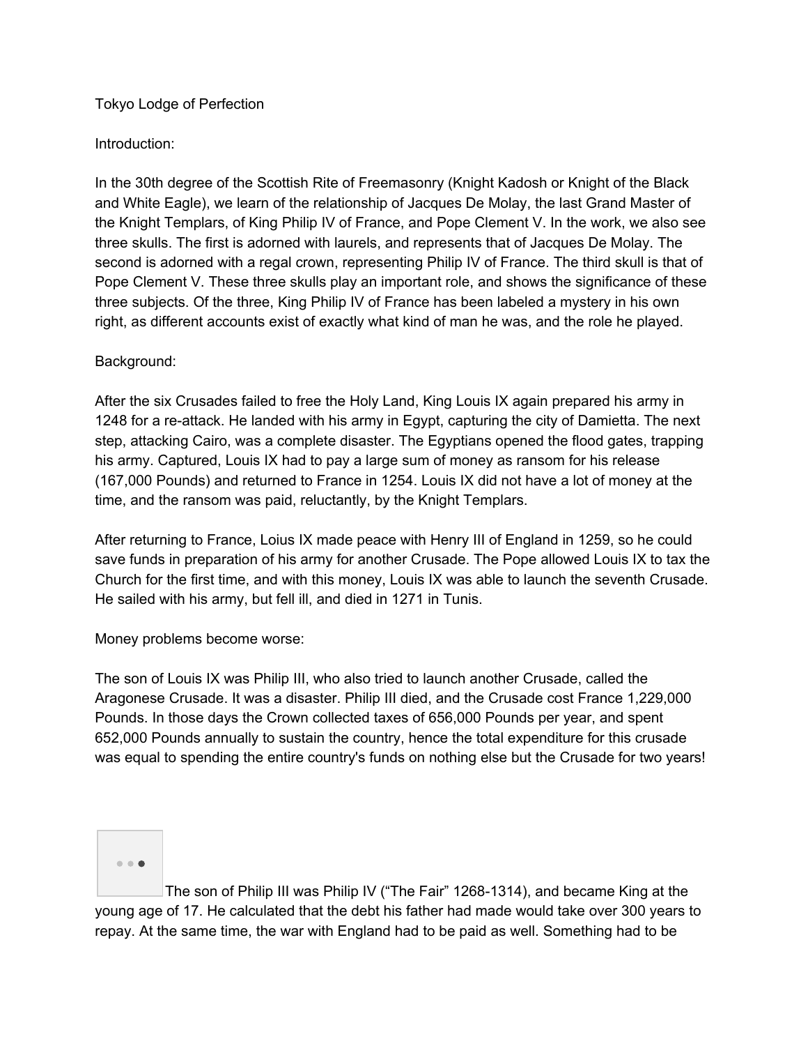Tokyo Lodge of Perfection

Introduction:

In the 30th degree of the Scottish Rite of Freemasonry (Knight Kadosh or Knight of the Black and White Eagle), we learn of the relationship of Jacques De Molay, the last Grand Master of the Knight Templars, of King Philip IV of France, and Pope Clement V. In the work, we also see three skulls. The first is adorned with laurels, and represents that of Jacques De Molay. The second is adorned with a regal crown, representing Philip IV of France. The third skull is that of Pope Clement V. These three skulls play an important role, and shows the significance of these three subjects. Of the three, King Philip IV of France has been labeled a mystery in his own right, as different accounts exist of exactly what kind of man he was, and the role he played.

Background:

After the six Crusades failed to free the Holy Land, King Louis IX again prepared his army in 1248 for a re-attack. He landed with his army in Egypt, capturing the city of Damietta. The next step, attacking Cairo, was a complete disaster. The Egyptians opened the flood gates, trapping his army. Captured, Louis IX had to pay a large sum of money as ransom for his release (167,000 Pounds) and returned to France in 1254. Louis IX did not have a lot of money at the time, and the ransom was paid, reluctantly, by the Knight Templars.

After returning to France, Loius IX made peace with Henry III of England in 1259, so he could save funds in preparation of his army for another Crusade. The Pope allowed Louis IX to tax the Church for the first time, and with this money, Louis IX was able to launch the seventh Crusade. He sailed with his army, but fell ill, and died in 1271 in Tunis.

Money problems become worse:

The son of Louis IX was Philip III, who also tried to launch another Crusade, called the Aragonese Crusade. It was a disaster. Philip III died, and the Crusade cost France 1,229,000 Pounds. In those days the Crown collected taxes of 656,000 Pounds per year, and spent 652,000 Pounds annually to sustain the country, hence the total expenditure for this crusade was equal to spending the entire country's funds on nothing else but the Crusade for two years!

The son of Philip III was Philip IV ("The Fair" 1268-1314), and became King at the young age of 17. He calculated that the debt his father had made would take over 300 years to repay. At the same time, the war with England had to be paid as well. Something had to be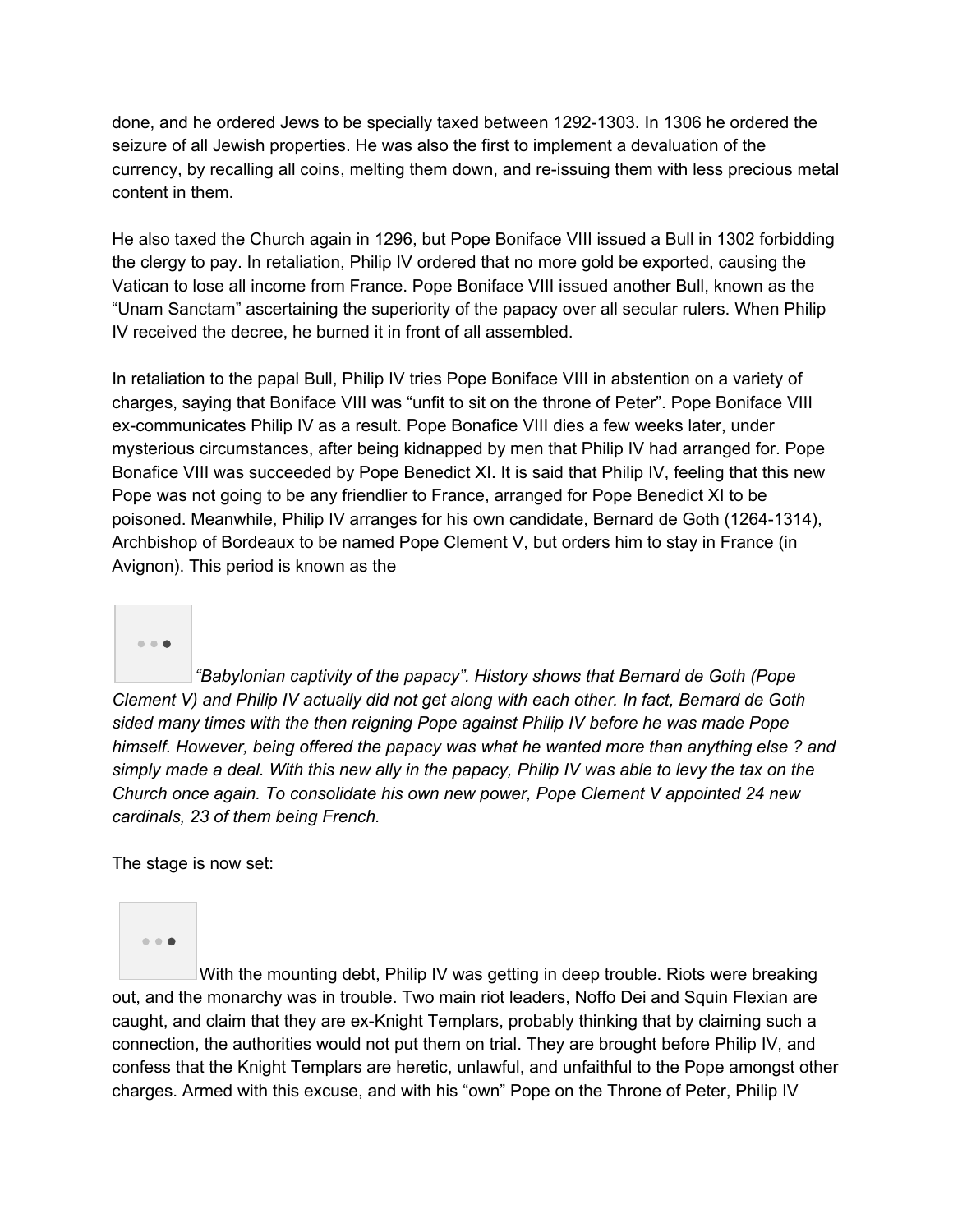done, and he ordered Jews to be specially taxed between 1292-1303. In 1306 he ordered the seizure of all Jewish properties. He was also the first to implement a devaluation of the currency, by recalling all coins, melting them down, and re-issuing them with less precious metal content in them.

He also taxed the Church again in 1296, but Pope Boniface VIII issued a Bull in 1302 forbidding the clergy to pay. In retaliation, Philip IV ordered that no more gold be exported, causing the Vatican to lose all income from France. Pope Boniface VIII issued another Bull, known as the "Unam Sanctam" ascertaining the superiority of the papacy over all secular rulers. When Philip IV received the decree, he burned it in front of all assembled.

In retaliation to the papal Bull, Philip IV tries Pope Boniface VIII in abstention on a variety of charges, saying that Boniface VIII was "unfit to sit on the throne of Peter". Pope Boniface VIII ex-communicates Philip IV as a result. Pope Bonafice VIII dies a few weeks later, under mysterious circumstances, after being kidnapped by men that Philip IV had arranged for. Pope Bonafice VIII was succeeded by Pope Benedict XI. It is said that Philip IV, feeling that this new Pope was not going to be any friendlier to France, arranged for Pope Benedict XI to be poisoned. Meanwhile, Philip IV arranges for his own candidate, Bernard de Goth (1264-1314), Archbishop of Bordeaux to be named Pope Clement V, but orders him to stay in France (in Avignon). This period is known as the

*"Babylonian captivity of the papacy". History shows that Bernard de Goth (Pope Clement V) and Philip IV actually did not get along with each other. In fact, Bernard de Goth sided many times with the then reigning Pope against Philip IV before he was made Pope himself. However, being offered the papacy was what he wanted more than anything else ? and simply made a deal. With this new ally in the papacy, Philip IV was able to levy the tax on the Church once again. To consolidate his own new power, Pope Clement V appointed 24 new cardinals, 23 of them being French.*

The stage is now set:

With the mounting debt, Philip IV was getting in deep trouble. Riots were breaking out, and the monarchy was in trouble. Two main riot leaders, Noffo Dei and Squin Flexian are caught, and claim that they are ex-Knight Templars, probably thinking that by claiming such a connection, the authorities would not put them on trial. They are brought before Philip IV, and confess that the Knight Templars are heretic, unlawful, and unfaithful to the Pope amongst other charges. Armed with this excuse, and with his "own" Pope on the Throne of Peter, Philip IV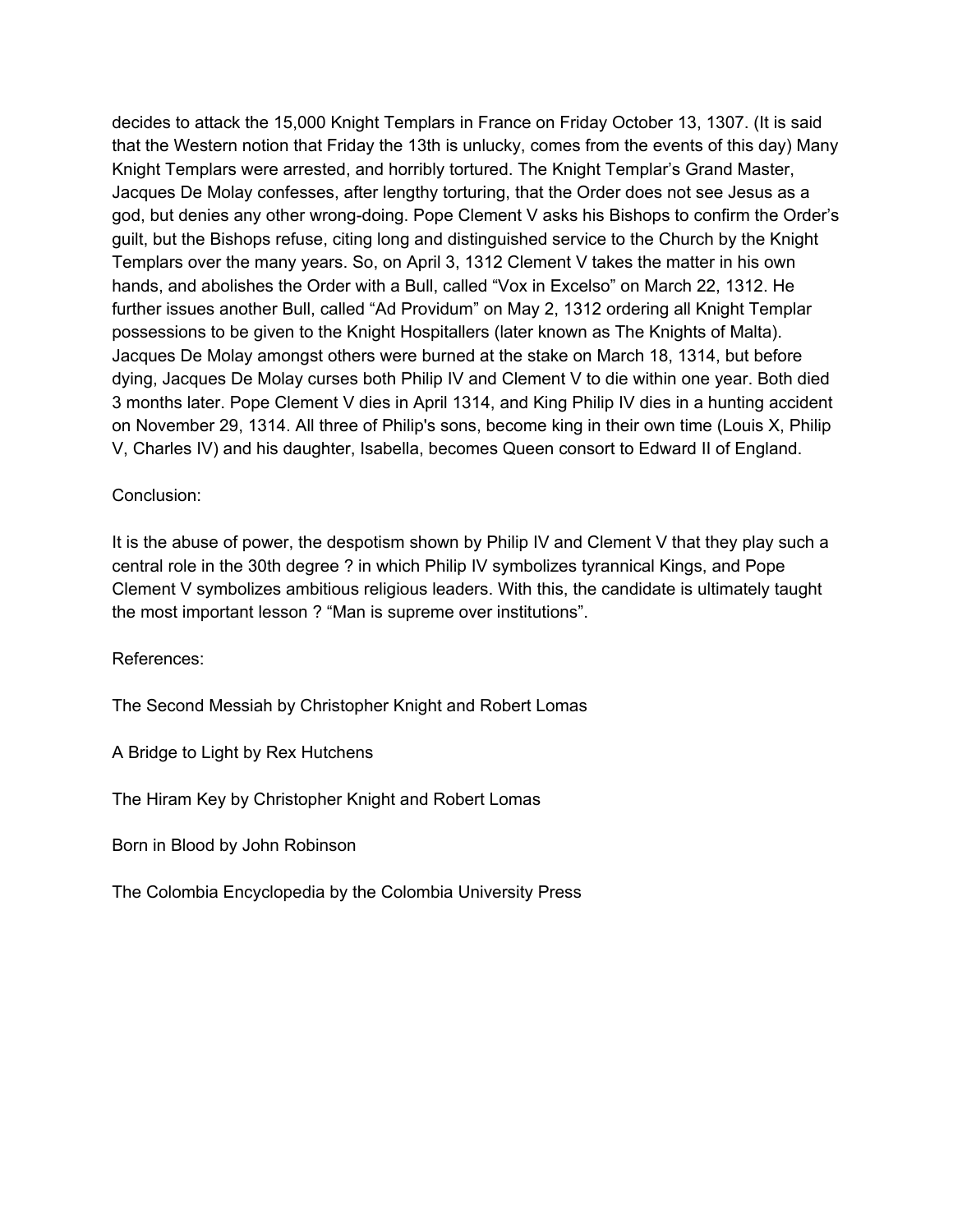decides to attack the 15,000 Knight Templars in France on Friday October 13, 1307. (It is said that the Western notion that Friday the 13th is unlucky, comes from the events of this day) Many Knight Templars were arrested, and horribly tortured. The Knight Templar's Grand Master, Jacques De Molay confesses, after lengthy torturing, that the Order does not see Jesus as a god, but denies any other wrong-doing. Pope Clement V asks his Bishops to confirm the Order's guilt, but the Bishops refuse, citing long and distinguished service to the Church by the Knight Templars over the many years. So, on April 3, 1312 Clement V takes the matter in his own hands, and abolishes the Order with a Bull, called "Vox in Excelso" on March 22, 1312. He further issues another Bull, called "Ad Providum" on May 2, 1312 ordering all Knight Templar possessions to be given to the Knight Hospitallers (later known as The Knights of Malta). Jacques De Molay amongst others were burned at the stake on March 18, 1314, but before dying, Jacques De Molay curses both Philip IV and Clement V to die within one year. Both died 3 months later. Pope Clement V dies in April 1314, and King Philip IV dies in a hunting accident on November 29, 1314. All three of Philip's sons, become king in their own time (Louis X, Philip V, Charles IV) and his daughter, Isabella, becomes Queen consort to Edward II of England.

Conclusion:

It is the abuse of power, the despotism shown by Philip IV and Clement V that they play such a central role in the 30th degree ? in which Philip IV symbolizes tyrannical Kings, and Pope Clement V symbolizes ambitious religious leaders. With this, the candidate is ultimately taught the most important lesson ? "Man is supreme over institutions".

References:

The Second Messiah by Christopher Knight and Robert Lomas

A Bridge to Light by Rex Hutchens

The Hiram Key by Christopher Knight and Robert Lomas

Born in Blood by John Robinson

The Colombia Encyclopedia by the Colombia University Press